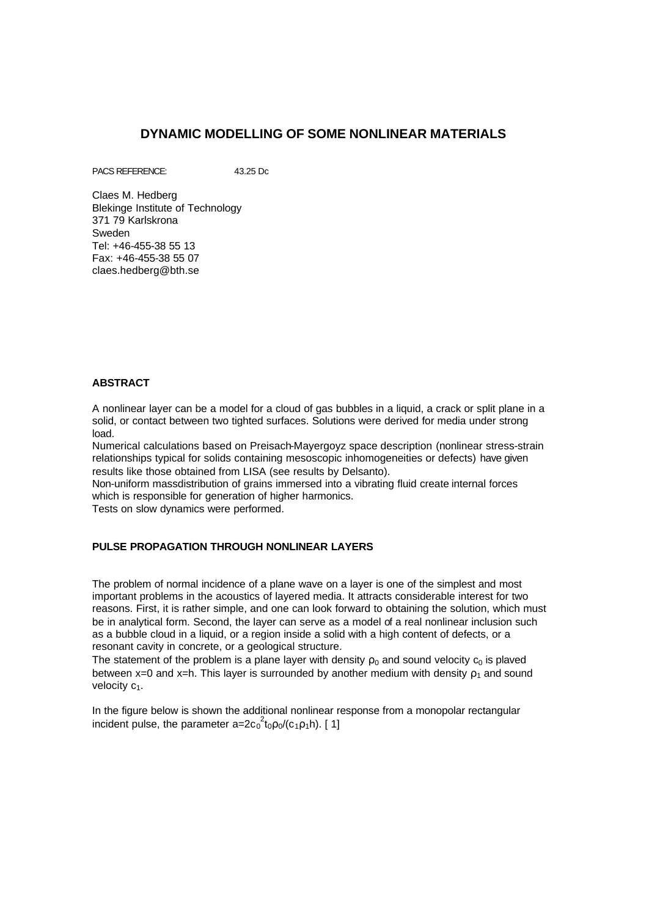# DYNAMIC MODELLING OF SOME NONLINEAR MATERIALS

PACS REFERENCE: 43.25 Dc

Claes M. Hedberg
Blekinge Institute of Technology
371 79 Karlskrona
Sweden
Tel: +46-455-38 55 13
Fax: +46-455-38 55 07
claes.hedberg@bth.se

## ABSTRACT

A nonlinear layer can be a model for a cloud of gas bubbles in a liquid, a crack or split plane in a solid, or contact between two tighted surfaces. Solutions were derived for media under strong load.
Numerical calculations based on Preisach-Mayergoyz space description (nonlinear stress-strain relationships typical for solids containing mesoscopic inhomogeneities or defects) have given results like those obtained from LISA (see results by Delsanto).
Non-uniform massdistribution of grains immersed into a vibrating fluid create internal forces which is responsible for generation of higher harmonics.
Tests on slow dynamics were performed.

## PULSE PROPAGATION THROUGH NONLINEAR LAYERS

The problem of normal incidence of a plane wave on a layer is one of the simplest and most important problems in the acoustics of layered media. It attracts considerable interest for two reasons. First, it is rather simple, and one can look forward to obtaining the solution, which must be in analytical form. Second, the layer can serve as a model of a real nonlinear inclusion such as a bubble cloud in a liquid, or a region inside a solid with a high content of defects, or a resonant cavity in concrete, or a geological structure.
The statement of the problem is a plane layer with density $\rho_0$ and sound velocity $c_0$ is plaved between x=0 and x=h. This layer is surrounded by another medium with density $\rho_1$ and sound velocity $c_1$.

In the figure below is shown the additional nonlinear response from a monopolar rectangular incident pulse, the parameter $a=2c_0^2 t_0 \rho_0/(c_1 \rho_1 h)$. [ 1]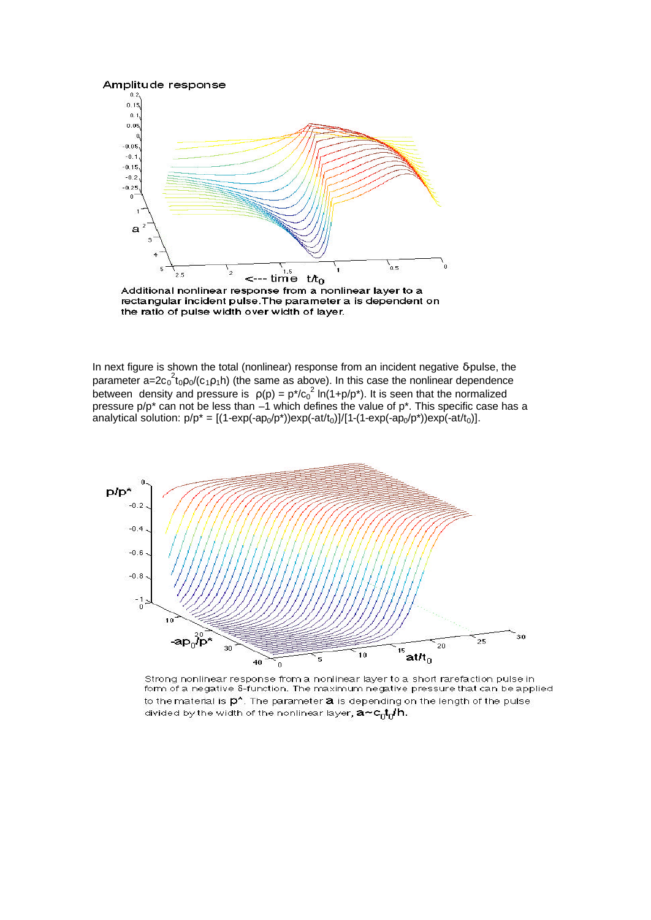Additional nonlinear response from a nonlinear layer to a rectangular incident pulse. The parameter a is dependent on the ratio of pulse width over width of layer.

In next figure is shown the total (nonlinear) response from an incident negative δ-pulse, the parameter $a=2c_0^2t_0\rho_0/(c_1\rho_1 h)$ (the same as above). In this case the nonlinear dependence between density and pressure is $\rho(p) = p^*/c_0^2 \ln(1+p/p^*)$. It is seen that the normalized pressure $p/p^*$ can not be less than –1 which defines the value of $p^*$. This specific case has a analytical solution: $p/p^* = [(1-\exp(-ap_0/p^*))\exp(-at/t_0)]/[1-(1-\exp(-ap_0/p^*))\exp(-at/t_0)]$.

Strong nonlinear response from a nonlinear layer to a short rarefaction pulse in form of a negative δ-function. The maximum negative pressure that can be applied to the material is $p^*$. The parameter $a$ is depending on the length of the pulse divided by the width of the nonlinear layer, $a \sim c_0 t_0/h$.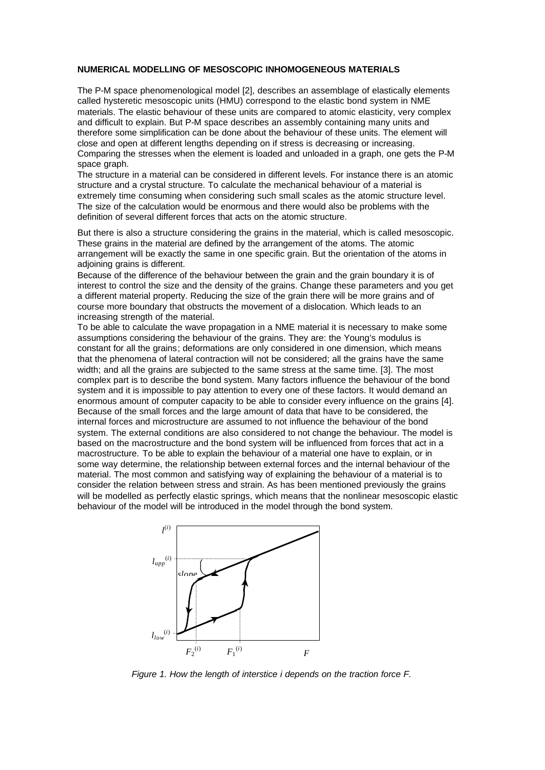**NUMERICAL MODELLING OF MESOSCOPIC INHOMOGENEOUS MATERIALS**

The P-M space phenomenological model [2], describes an assemblage of elastically elements called hysteretic mesoscopic units (HMU) correspond to the elastic bond system in NME materials. The elastic behaviour of these units are compared to atomic elasticity, very complex and difficult to explain. But P-M space describes an assembly containing many units and therefore some simplification can be done about the behaviour of these units. The element will close and open at different lengths depending on if stress is decreasing or increasing. Comparing the stresses when the element is loaded and unloaded in a graph, one gets the P-M space graph.

The structure in a material can be considered in different levels. For instance there is an atomic structure and a crystal structure. To calculate the mechanical behaviour of a material is extremely time consuming when considering such small scales as the atomic structure level. The size of the calculation would be enormous and there would also be problems with the definition of several different forces that acts on the atomic structure.

But there is also a structure considering the grains in the material, which is called mesoscopic. These grains in the material are defined by the arrangement of the atoms. The atomic arrangement will be exactly the same in one specific grain. But the orientation of the atoms in adjoining grains is different.

Because of the difference of the behaviour between the grain and the grain boundary it is of interest to control the size and the density of the grains. Change these parameters and you get a different material property. Reducing the size of the grain there will be more grains and of course more boundary that obstructs the movement of a dislocation. Which leads to an increasing strength of the material.

To be able to calculate the wave propagation in a NME material it is necessary to make some assumptions considering the behaviour of the grains. They are: the Young's modulus is constant for all the grains; deformations are only considered in one dimension, which means that the phenomena of lateral contraction will not be considered; all the grains have the same width; and all the grains are subjected to the same stress at the same time. [3]. The most complex part is to describe the bond system. Many factors influence the behaviour of the bond system and it is impossible to pay attention to every one of these factors. It would demand an enormous amount of computer capacity to be able to consider every influence on the grains [4]. Because of the small forces and the large amount of data that have to be considered, the internal forces and microstructure are assumed to not influence the behaviour of the bond system. The external conditions are also considered to not change the behaviour. The model is based on the macrostructure and the bond system will be influenced from forces that act in a macrostructure. To be able to explain the behaviour of a material one have to explain, or in some way determine, the relationship between external forces and the internal behaviour of the material. The most common and satisfying way of explaining the behaviour of a material is to consider the relation between stress and strain. As has been mentioned previously the grains will be modelled as perfectly elastic springs, which means that the nonlinear mesoscopic elastic behaviour of the model will be introduced in the model through the bond system.

*Figure 1. How the length of interstice i depends on the traction force F.*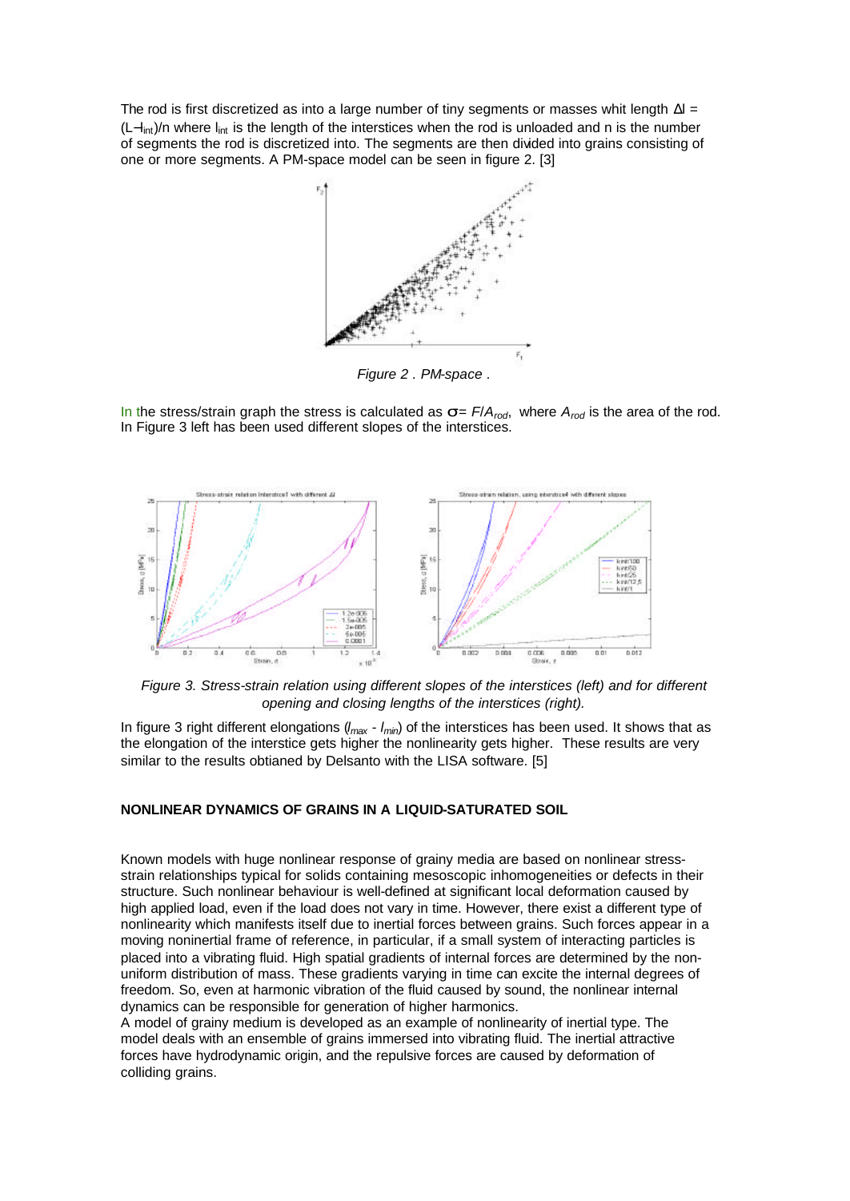The rod is first discretized as into a large number of tiny segments or masses whit length $\Delta l = (L - l_{int})/n$ where $l_{int}$ is the length of the interstices when the rod is unloaded and n is the number of segments the rod is discretized into. The segments are then divided into grains consisting of one or more segments. A PM-space model can be seen in figure 2. [3]

*Figure 2 . PM-space .*

In the stress/strain graph the stress is calculated as $\sigma = F/A_{rod}$, where $A_{rod}$ is the area of the rod. In Figure 3 left has been used different slopes of the interstices.

*Figure 3. Stress-strain relation using different slopes of the interstices (left) and for different opening and closing lengths of the interstices (right).*

In figure 3 right different elongations ($l_{max}$ - $l_{min}$) of the interstices has been used. It shows that as the elongation of the interstice gets higher the nonlinearity gets higher. These results are very similar to the results obtianed by Delsanto with the LISA software. [5]

## NONLINEAR DYNAMICS OF GRAINS IN A LIQUID-SATURATED SOIL

Known models with huge nonlinear response of grainy media are based on nonlinear stress-strain relationships typical for solids containing mesoscopic inhomogeneities or defects in their structure. Such nonlinear behaviour is well-defined at significant local deformation caused by high applied load, even if the load does not vary in time. However, there exist a different type of nonlinearity which manifests itself due to inertial forces between grains. Such forces appear in a moving noninertial frame of reference, in particular, if a small system of interacting particles is placed into a vibrating fluid. High spatial gradients of internal forces are determined by the non-uniform distribution of mass. These gradients varying in time can excite the internal degrees of freedom. So, even at harmonic vibration of the fluid caused by sound, the nonlinear internal dynamics can be responsible for generation of higher harmonics.

A model of grainy medium is developed as an example of nonlinearity of inertial type. The model deals with an ensemble of grains immersed into vibrating fluid. The inertial attractive forces have hydrodynamic origin, and the repulsive forces are caused by deformation of colliding grains.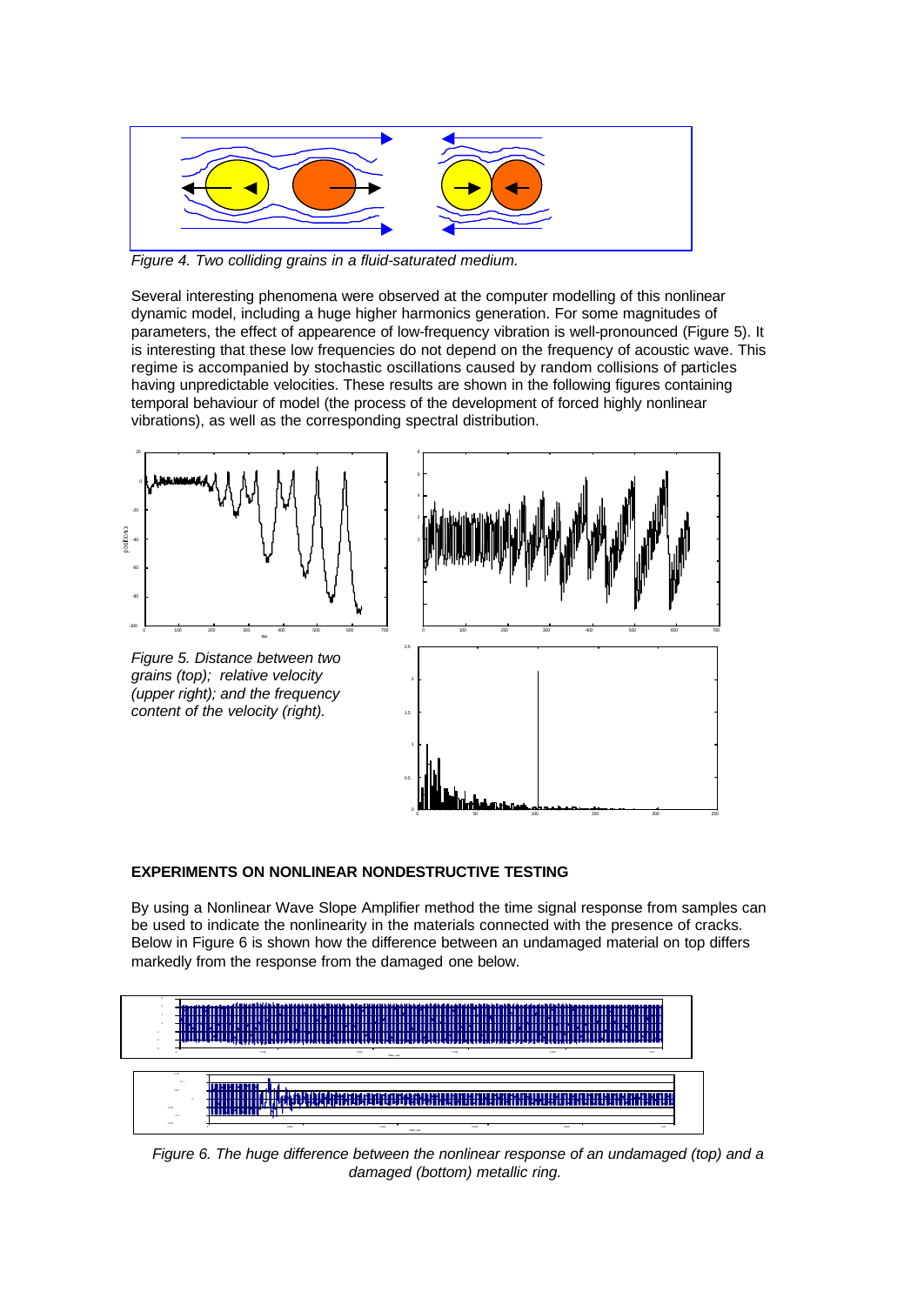*Figure 4. Two colliding grains in a fluid-saturated medium.*

Several interesting phenomena were observed at the computer modelling of this nonlinear dynamic model, including a huge higher harmonics generation. For some magnitudes of parameters, the effect of appearence of low-frequency vibration is well-pronounced (Figure 5). It is interesting that these low frequencies do not depend on the frequency of acoustic wave. This regime is accompanied by stochastic oscillations caused by random collisions of particles having unpredictable velocities. These results are shown in the following figures containing temporal behaviour of model (the process of the development of forced highly nonlinear vibrations), as well as the corresponding spectral distribution.

*Figure 5. Distance between two grains (top); relative velocity (upper right); and the frequency content of the velocity (right).*

## EXPERIMENTS ON NONLINEAR NONDESTRUCTIVE TESTING

By using a Nonlinear Wave Slope Amplifier method the time signal response from samples can be used to indicate the nonlinearity in the materials connected with the presence of cracks. Below in Figure 6 is shown how the difference between an undamaged material on top differs markedly from the response from the damaged one below.

*Figure 6. The huge difference between the nonlinear response of an undamaged (top) and a damaged (bottom) metallic ring.*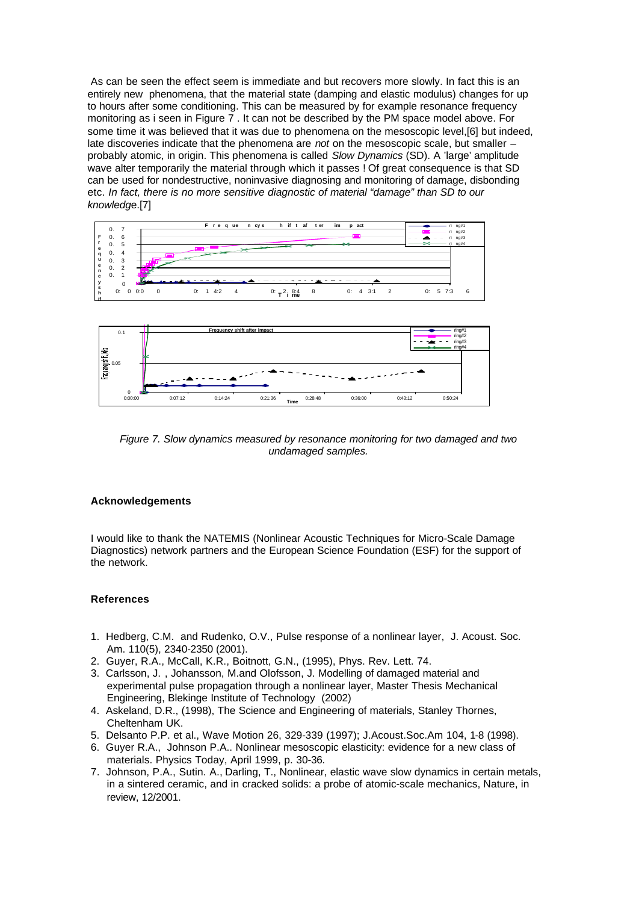As can be seen the effect seem is immediate and but recovers more slowly. In fact this is an entirely new phenomena, that the material state (damping and elastic modulus) changes for up to hours after some conditioning. This can be measured by for example resonance frequency monitoring as i seen in Figure 7 . It can not be described by the PM space model above. For some time it was believed that it was due to phenomena on the mesoscopic level,[6] but indeed, late discoveries indicate that the phenomena are *not* on the mesoscopic scale, but smaller – probably atomic, in origin. This phenomena is called *Slow Dynamics* (SD). A 'large' amplitude wave alter temporarily the material through which it passes ! Of great consequence is that SD can be used for nondestructive, noninvasive diagnosing and monitoring of damage, disbonding etc. *In fact, there is no more sensitive diagnostic of material "damage" than SD to our knowledge*.[7]

Frequency shift after impact
Frequency shift
0.7
0.6
0.5
0.4
0.3
0.2
0.1
0
0:00:00
0:14:24
0:28:48
0:43:12
0:57:36
Time
ring#1
ring#2
ring#3
ring#4

Frequency shift after impact
Frequency shift, kHz
0.1
0.05
0
0:00:00
0:07:12
0:14:24
0:21:36
0:28:48
0:36:00
0:43:12
0:50:24
Time
ring#1
ring#2
ring#3
ring#4

*Figure 7. Slow dynamics measured by resonance monitoring for two damaged and two undamaged samples.*

### Acknowledgements

I would like to thank the NATEMIS (Nonlinear Acoustic Techniques for Micro-Scale Damage Diagnostics) network partners and the European Science Foundation (ESF) for the support of the network.

### References

1. Hedberg, C.M. and Rudenko, O.V., Pulse response of a nonlinear layer, J. Acoust. Soc. Am. 110(5), 2340-2350 (2001).
2. Guyer, R.A., McCall, K.R., Boitnott, G.N., (1995), Phys. Rev. Lett. 74.
3. Carlsson, J. , Johansson, M.and Olofsson, J. Modelling of damaged material and experimental pulse propagation through a nonlinear layer, Master Thesis Mechanical Engineering, Blekinge Institute of Technology (2002)
4. Askeland, D.R., (1998), The Science and Engineering of materials, Stanley Thornes, Cheltenham UK.
5. Delsanto P.P. et al., Wave Motion 26, 329-339 (1997); J.Acoust.Soc.Am 104, 1-8 (1998).
6. Guyer R.A., Johnson P.A.. Nonlinear mesoscopic elasticity: evidence for a new class of materials. Physics Today, April 1999, p. 30-36.
7. Johnson, P.A., Sutin. A., Darling, T., Nonlinear, elastic wave slow dynamics in certain metals, in a sintered ceramic, and in cracked solids: a probe of atomic-scale mechanics, Nature, in review, 12/2001.